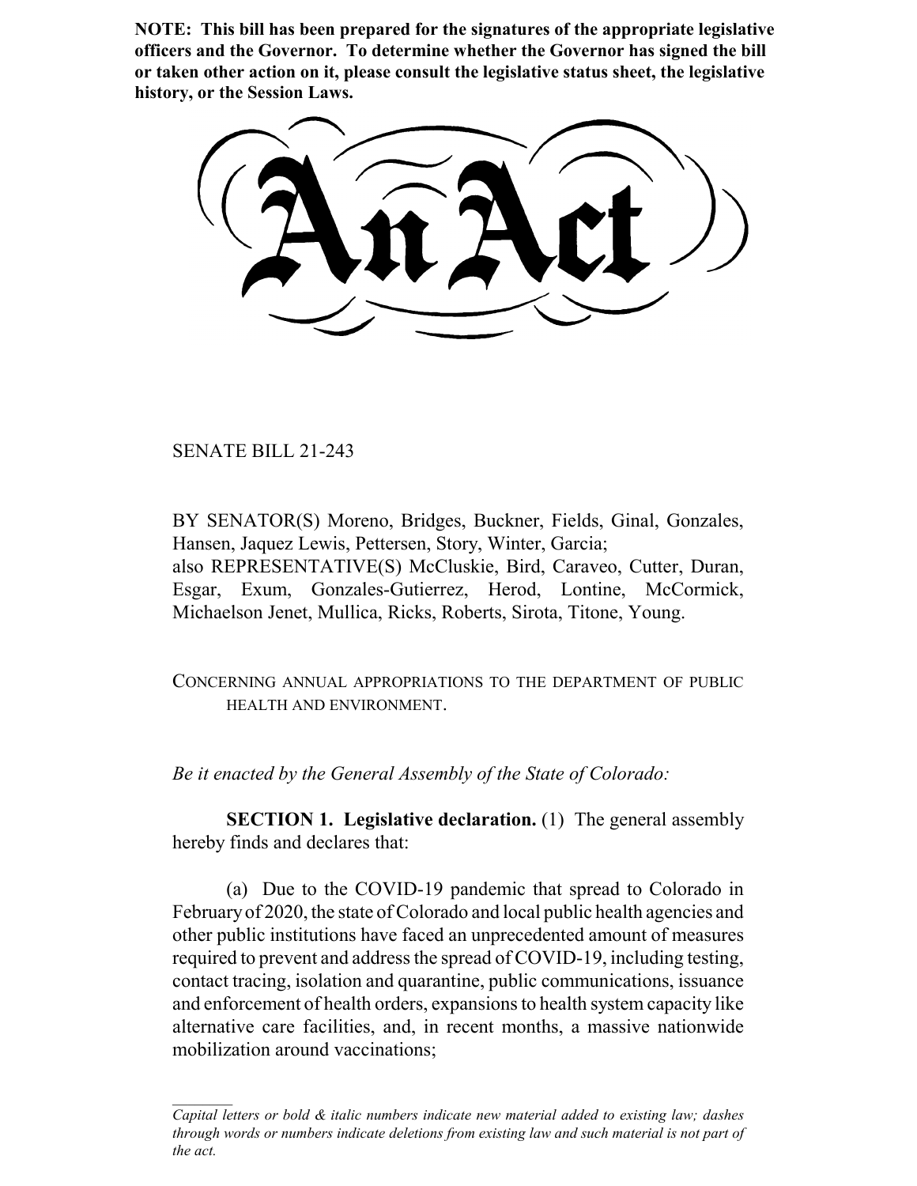**NOTE: This bill has been prepared for the signatures of the appropriate legislative officers and the Governor. To determine whether the Governor has signed the bill or taken other action on it, please consult the legislative status sheet, the legislative history, or the Session Laws.**

# An Act

SENATE BILL 21-243

BY SENATOR(S) Moreno, Bridges, Buckner, Fields, Ginal, Gonzales, Hansen, Jaquez Lewis, Pettersen, Story, Winter, Garcia;
also REPRESENTATIVE(S) McCluskie, Bird, Caraveo, Cutter, Duran, Esgar, Exum, Gonzales-Gutierrez, Herod, Lontine, McCormick, Michaelson Jenet, Mullica, Ricks, Roberts, Sirota, Titone, Young.

CONCERNING ANNUAL APPROPRIATIONS TO THE DEPARTMENT OF PUBLIC HEALTH AND ENVIRONMENT.

*Be it enacted by the General Assembly of the State of Colorado:*

**SECTION 1. Legislative declaration.** (1) The general assembly hereby finds and declares that:

(a) Due to the COVID-19 pandemic that spread to Colorado in February of 2020, the state of Colorado and local public health agencies and other public institutions have faced an unprecedented amount of measures required to prevent and address the spread of COVID-19, including testing, contact tracing, isolation and quarantine, public communications, issuance and enforcement of health orders, expansions to health system capacity like alternative care facilities, and, in recent months, a massive nationwide mobilization around vaccinations;

---

*Capital letters or bold & italic numbers indicate new material added to existing law; dashes through words or numbers indicate deletions from existing law and such material is not part of the act.*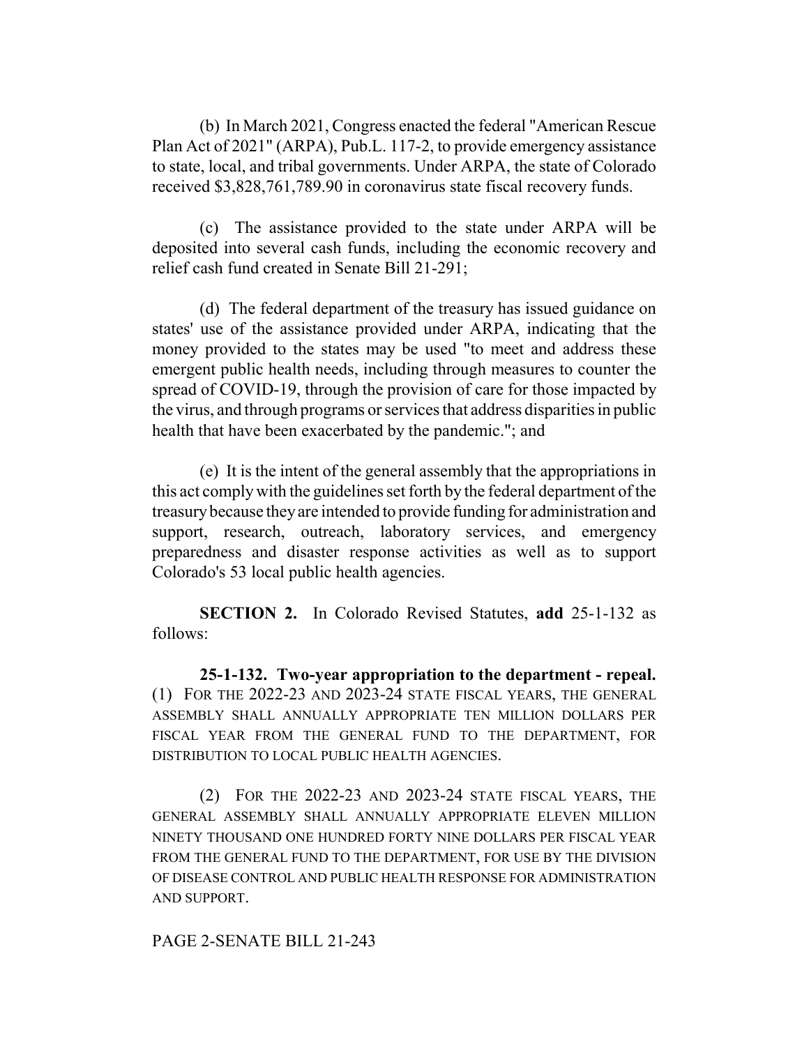(b) In March 2021, Congress enacted the federal "American Rescue Plan Act of 2021" (ARPA), Pub.L. 117-2, to provide emergency assistance to state, local, and tribal governments. Under ARPA, the state of Colorado received $3,828,761,789.90 in coronavirus state fiscal recovery funds.

(c) The assistance provided to the state under ARPA will be deposited into several cash funds, including the economic recovery and relief cash fund created in Senate Bill 21-291;

(d) The federal department of the treasury has issued guidance on states' use of the assistance provided under ARPA, indicating that the money provided to the states may be used "to meet and address these emergent public health needs, including through measures to counter the spread of COVID-19, through the provision of care for those impacted by the virus, and through programs or services that address disparities in public health that have been exacerbated by the pandemic."; and

(e) It is the intent of the general assembly that the appropriations in this act comply with the guidelines set forth by the federal department of the treasury because they are intended to provide funding for administration and support, research, outreach, laboratory services, and emergency preparedness and disaster response activities as well as to support Colorado's 53 local public health agencies.

**SECTION 2.** In Colorado Revised Statutes, **add** 25-1-132 as follows:

**25-1-132. Two-year appropriation to the department - repeal.** (1) FOR THE 2022-23 AND 2023-24 STATE FISCAL YEARS, THE GENERAL ASSEMBLY SHALL ANNUALLY APPROPRIATE TEN MILLION DOLLARS PER FISCAL YEAR FROM THE GENERAL FUND TO THE DEPARTMENT, FOR DISTRIBUTION TO LOCAL PUBLIC HEALTH AGENCIES.

(2) FOR THE 2022-23 AND 2023-24 STATE FISCAL YEARS, THE GENERAL ASSEMBLY SHALL ANNUALLY APPROPRIATE ELEVEN MILLION NINETY THOUSAND ONE HUNDRED FORTY NINE DOLLARS PER FISCAL YEAR FROM THE GENERAL FUND TO THE DEPARTMENT, FOR USE BY THE DIVISION OF DISEASE CONTROL AND PUBLIC HEALTH RESPONSE FOR ADMINISTRATION AND SUPPORT.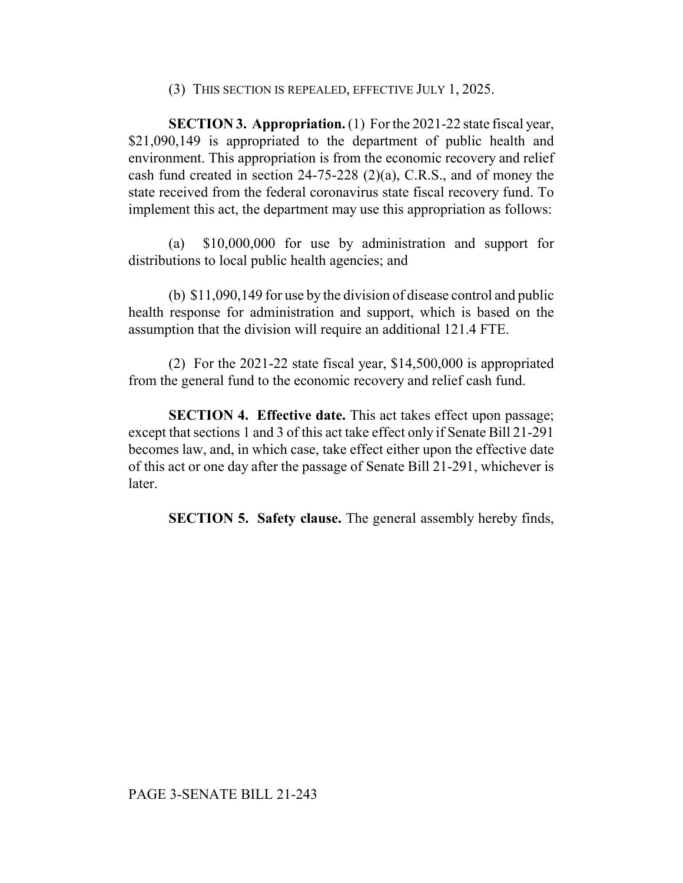(3) THIS SECTION IS REPEALED, EFFECTIVE JULY 1, 2025.

**SECTION 3. Appropriation.** (1) For the 2021-22 state fiscal year, $21,090,149 is appropriated to the department of public health and environment. This appropriation is from the economic recovery and relief cash fund created in section 24-75-228 (2)(a), C.R.S., and of money the state received from the federal coronavirus state fiscal recovery fund. To implement this act, the department may use this appropriation as follows:

(a) $10,000,000 for use by administration and support for distributions to local public health agencies; and

(b) $11,090,149 for use by the division of disease control and public health response for administration and support, which is based on the assumption that the division will require an additional 121.4 FTE.

(2) For the 2021-22 state fiscal year, $14,500,000 is appropriated from the general fund to the economic recovery and relief cash fund.

**SECTION 4. Effective date.** This act takes effect upon passage; except that sections 1 and 3 of this act take effect only if Senate Bill 21-291 becomes law, and, in which case, take effect either upon the effective date of this act or one day after the passage of Senate Bill 21-291, whichever is later.

**SECTION 5. Safety clause.** The general assembly hereby finds,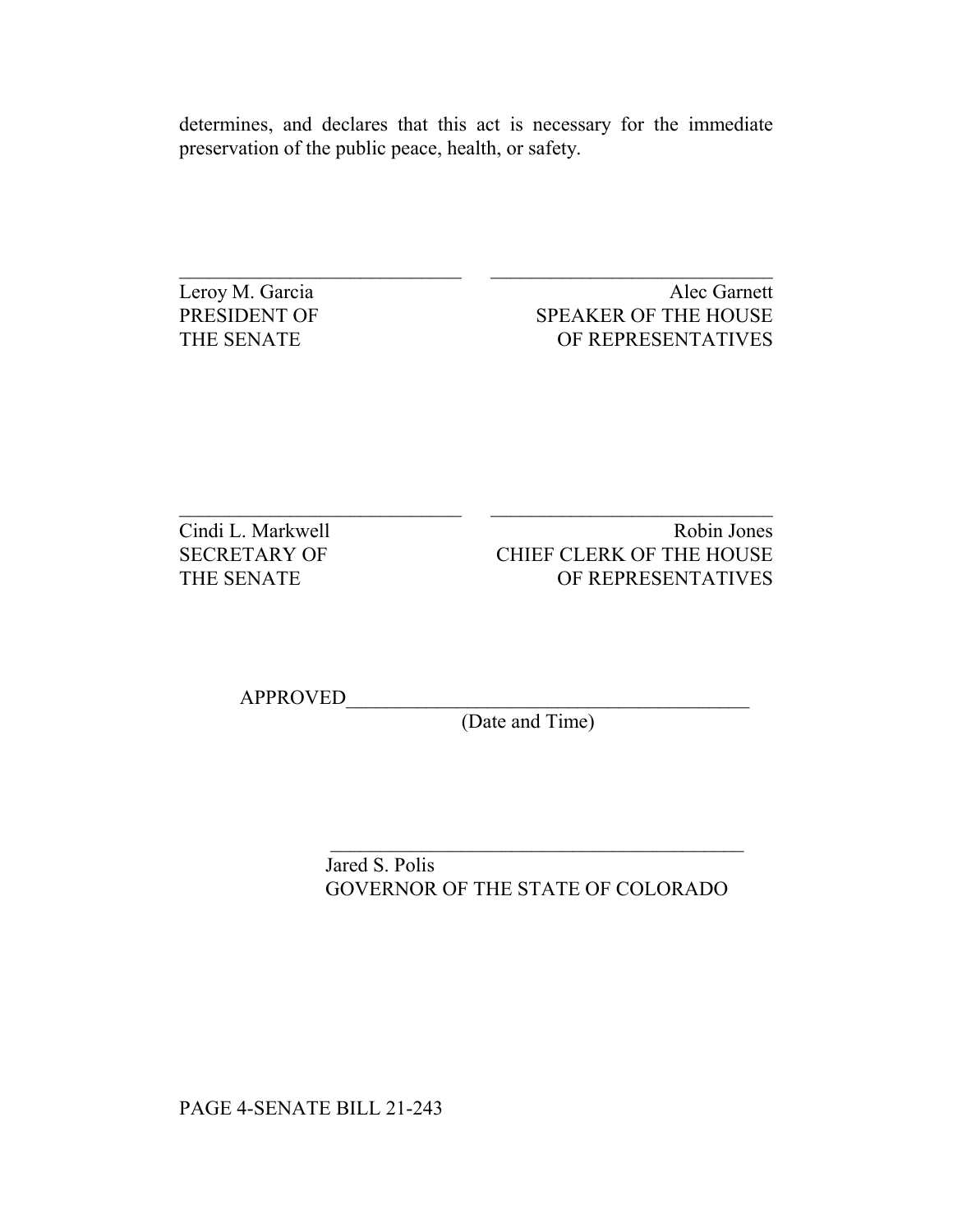determines, and declares that this act is necessary for the immediate preservation of the public peace, health, or safety.

____________________________ ____________________________
Leroy M. Garcia — PRESIDENT OF THE SENATE

Alec Garnett — SPEAKER OF THE HOUSE OF REPRESENTATIVES

____________________________ ____________________________
Cindi L. Markwell — SECRETARY OF THE SENATE

Robin Jones — CHIEF CLERK OF THE HOUSE OF REPRESENTATIVES

APPROVED________________________________________
(Date and Time)

_________________________________________
Jared S. Polis
GOVERNOR OF THE STATE OF COLORADO

PAGE 4-SENATE BILL 21-243